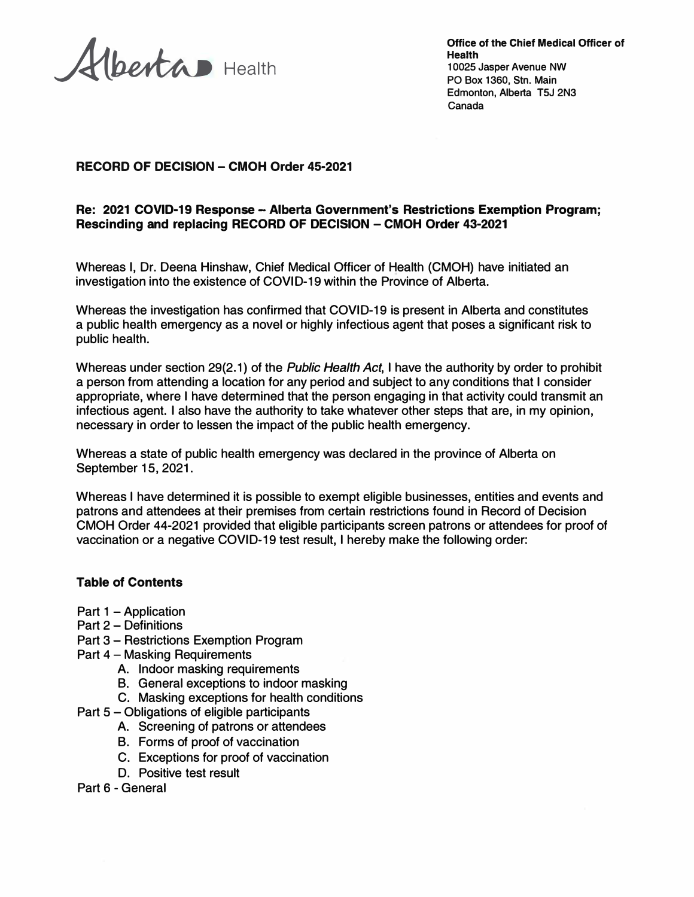Alberta Health

**Office of the Chief Medical Officer of Health**
10025 Jasper Avenue NW
PO Box 1360, Stn. Main
Edmonton, Alberta T5J 2N3
Canada

**RECORD OF DECISION – CMOH Order 45-2021**

**Re: 2021 COVID-19 Response – Alberta Government's Restrictions Exemption Program; Rescinding and replacing RECORD OF DECISION – CMOH Order 43-2021**

Whereas I, Dr. Deena Hinshaw, Chief Medical Officer of Health (CMOH) have initiated an investigation into the existence of COVID-19 within the Province of Alberta.

Whereas the investigation has confirmed that COVID-19 is present in Alberta and constitutes a public health emergency as a novel or highly infectious agent that poses a significant risk to public health.

Whereas under section 29(2.1) of the *Public Health Act*, I have the authority by order to prohibit a person from attending a location for any period and subject to any conditions that I consider appropriate, where I have determined that the person engaging in that activity could transmit an infectious agent. I also have the authority to take whatever other steps that are, in my opinion, necessary in order to lessen the impact of the public health emergency.

Whereas a state of public health emergency was declared in the province of Alberta on September 15, 2021.

Whereas I have determined it is possible to exempt eligible businesses, entities and events and patrons and attendees at their premises from certain restrictions found in Record of Decision CMOH Order 44-2021 provided that eligible participants screen patrons or attendees for proof of vaccination or a negative COVID-19 test result, I hereby make the following order:

**Table of Contents**

- Part 1 – Application
- Part 2 – Definitions
- Part 3 – Restrictions Exemption Program
- Part 4 – Masking Requirements
    - A. Indoor masking requirements
    - B. General exceptions to indoor masking
    - C. Masking exceptions for health conditions
- Part 5 – Obligations of eligible participants
    - A. Screening of patrons or attendees
    - B. Forms of proof of vaccination
    - C. Exceptions for proof of vaccination
    - D. Positive test result
- Part 6 - General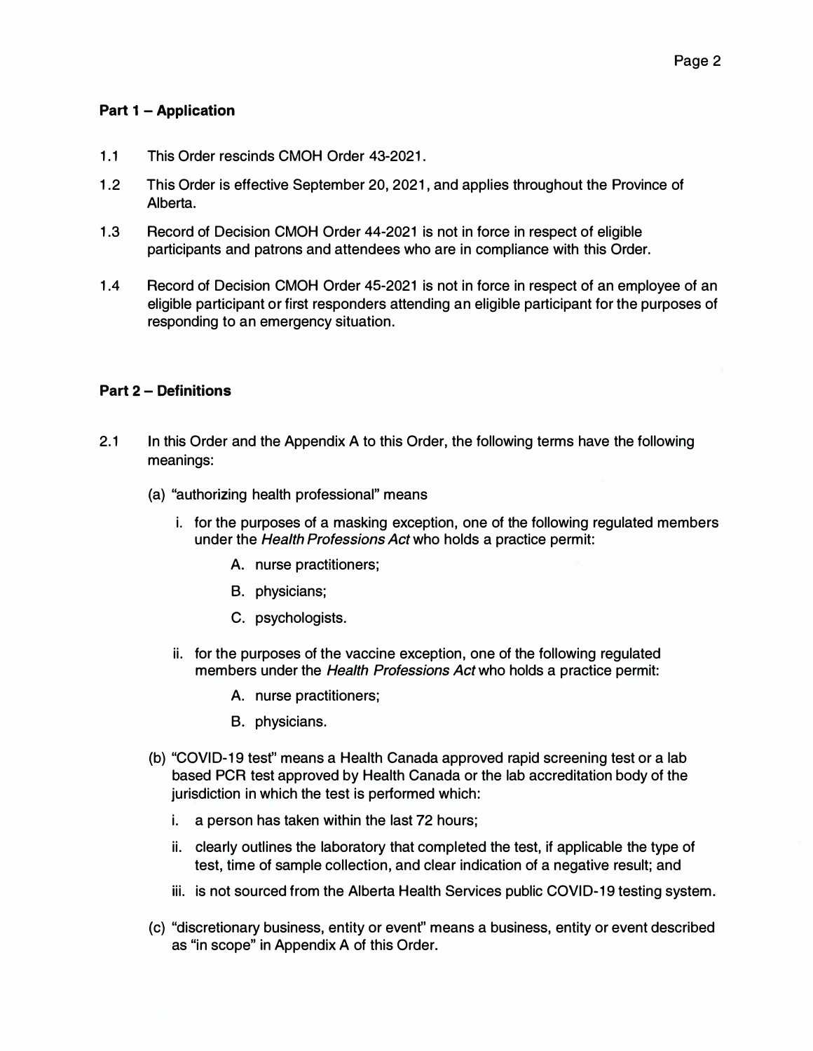**Part 1 – Application**

1.1 This Order rescinds CMOH Order 43-2021.

1.2 This Order is effective September 20, 2021, and applies throughout the Province of Alberta.

1.3 Record of Decision CMOH Order 44-2021 is not in force in respect of eligible participants and patrons and attendees who are in compliance with this Order.

1.4 Record of Decision CMOH Order 45-2021 is not in force in respect of an employee of an eligible participant or first responders attending an eligible participant for the purposes of responding to an emergency situation.

**Part 2 – Definitions**

2.1 In this Order and the Appendix A to this Order, the following terms have the following meanings:

(a) "authorizing health professional" means

  i. for the purposes of a masking exception, one of the following regulated members under the *Health Professions Act* who holds a practice permit:

    A. nurse practitioners;

    B. physicians;

    C. psychologists.

  ii. for the purposes of the vaccine exception, one of the following regulated members under the *Health Professions Act* who holds a practice permit:

    A. nurse practitioners;

    B. physicians.

(b) "COVID-19 test" means a Health Canada approved rapid screening test or a lab based PCR test approved by Health Canada or the lab accreditation body of the jurisdiction in which the test is performed which:

  i. a person has taken within the last 72 hours;

  ii. clearly outlines the laboratory that completed the test, if applicable the type of test, time of sample collection, and clear indication of a negative result; and

  iii. is not sourced from the Alberta Health Services public COVID-19 testing system.

(c) "discretionary business, entity or event" means a business, entity or event described as "in scope" in Appendix A of this Order.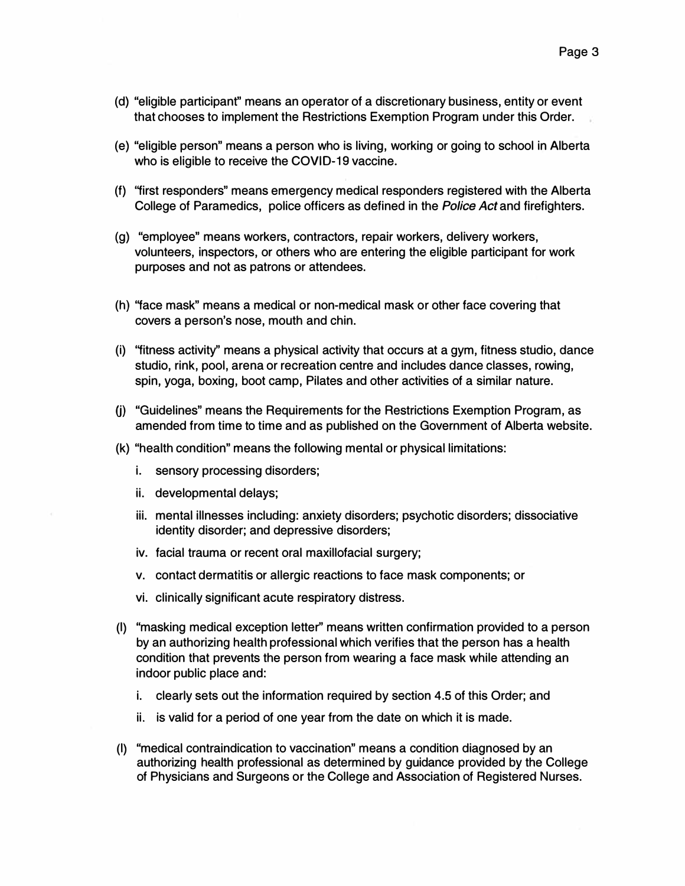(d) "eligible participant" means an operator of a discretionary business, entity or event that chooses to implement the Restrictions Exemption Program under this Order.

(e) "eligible person" means a person who is living, working or going to school in Alberta who is eligible to receive the COVID-19 vaccine.

(f) "first responders" means emergency medical responders registered with the Alberta College of Paramedics, police officers as defined in the *Police Act* and firefighters.

(g) "employee" means workers, contractors, repair workers, delivery workers, volunteers, inspectors, or others who are entering the eligible participant for work purposes and not as patrons or attendees.

(h) "face mask" means a medical or non-medical mask or other face covering that covers a person's nose, mouth and chin.

(i) "fitness activity" means a physical activity that occurs at a gym, fitness studio, dance studio, rink, pool, arena or recreation centre and includes dance classes, rowing, spin, yoga, boxing, boot camp, Pilates and other activities of a similar nature.

(j) "Guidelines" means the Requirements for the Restrictions Exemption Program, as amended from time to time and as published on the Government of Alberta website.

(k) "health condition" means the following mental or physical limitations:

  i. sensory processing disorders;

  ii. developmental delays;

  iii. mental illnesses including: anxiety disorders; psychotic disorders; dissociative identity disorder; and depressive disorders;

  iv. facial trauma or recent oral maxillofacial surgery;

  v. contact dermatitis or allergic reactions to face mask components; or

  vi. clinically significant acute respiratory distress.

(l) "masking medical exception letter" means written confirmation provided to a person by an authorizing health professional which verifies that the person has a health condition that prevents the person from wearing a face mask while attending an indoor public place and:

  i. clearly sets out the information required by section 4.5 of this Order; and

  ii. is valid for a period of one year from the date on which it is made.

(l) "medical contraindication to vaccination" means a condition diagnosed by an authorizing health professional as determined by guidance provided by the College of Physicians and Surgeons or the College and Association of Registered Nurses.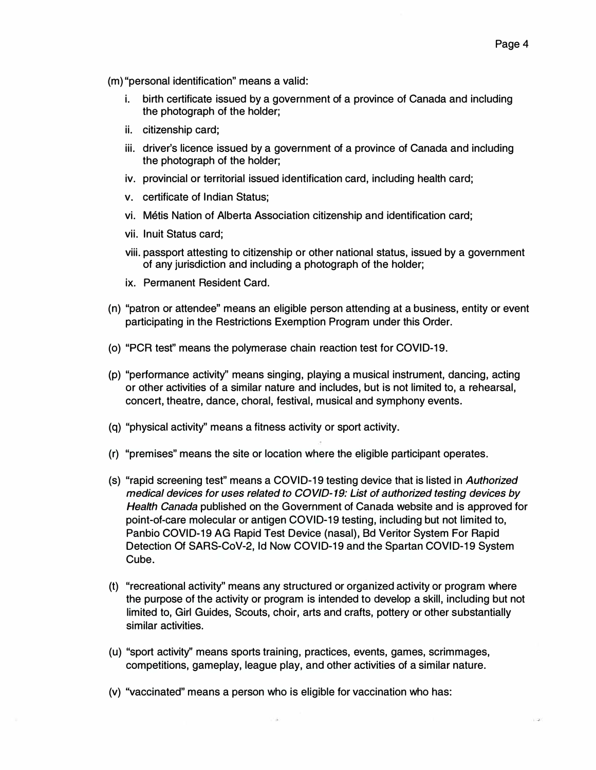(m) "personal identification" means a valid:

   i. birth certificate issued by a government of a province of Canada and including the photograph of the holder;

   ii. citizenship card;

   iii. driver's licence issued by a government of a province of Canada and including the photograph of the holder;

   iv. provincial or territorial issued identification card, including health card;

   v. certificate of Indian Status;

   vi. Métis Nation of Alberta Association citizenship and identification card;

   vii. Inuit Status card;

   viii. passport attesting to citizenship or other national status, issued by a government of any jurisdiction and including a photograph of the holder;

   ix. Permanent Resident Card.

(n) "patron or attendee" means an eligible person attending at a business, entity or event participating in the Restrictions Exemption Program under this Order.

(o) "PCR test" means the polymerase chain reaction test for COVID-19.

(p) "performance activity" means singing, playing a musical instrument, dancing, acting or other activities of a similar nature and includes, but is not limited to, a rehearsal, concert, theatre, dance, choral, festival, musical and symphony events.

(q) "physical activity" means a fitness activity or sport activity.

(r) "premises" means the site or location where the eligible participant operates.

(s) "rapid screening test" means a COVID-19 testing device that is listed in *Authorized medical devices for uses related to COVID-19: List of authorized testing devices by Health Canada* published on the Government of Canada website and is approved for point-of-care molecular or antigen COVID-19 testing, including but not limited to, Panbio COVID-19 AG Rapid Test Device (nasal), Bd Veritor System For Rapid Detection Of SARS-CoV-2, Id Now COVID-19 and the Spartan COVID-19 System Cube.

(t) "recreational activity" means any structured or organized activity or program where the purpose of the activity or program is intended to develop a skill, including but not limited to, Girl Guides, Scouts, choir, arts and crafts, pottery or other substantially similar activities.

(u) "sport activity" means sports training, practices, events, games, scrimmages, competitions, gameplay, league play, and other activities of a similar nature.

(v) "vaccinated" means a person who is eligible for vaccination who has: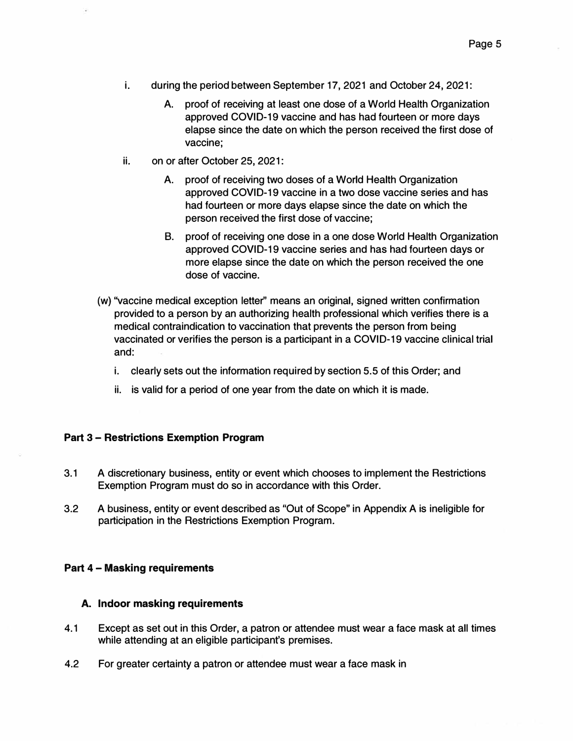i. during the period between September 17, 2021 and October 24, 2021:

   A. proof of receiving at least one dose of a World Health Organization approved COVID-19 vaccine and has had fourteen or more days elapse since the date on which the person received the first dose of vaccine;

ii. on or after October 25, 2021:

   A. proof of receiving two doses of a World Health Organization approved COVID-19 vaccine in a two dose vaccine series and has had fourteen or more days elapse since the date on which the person received the first dose of vaccine;

   B. proof of receiving one dose in a one dose World Health Organization approved COVID-19 vaccine series and has had fourteen days or more elapse since the date on which the person received the one dose of vaccine.

(w) "vaccine medical exception letter" means an original, signed written confirmation provided to a person by an authorizing health professional which verifies there is a medical contraindication to vaccination that prevents the person from being vaccinated or verifies the person is a participant in a COVID-19 vaccine clinical trial and:

   i. clearly sets out the information required by section 5.5 of this Order; and

   ii. is valid for a period of one year from the date on which it is made.

**Part 3 – Restrictions Exemption Program**

3.1 A discretionary business, entity or event which chooses to implement the Restrictions Exemption Program must do so in accordance with this Order.

3.2 A business, entity or event described as "Out of Scope" in Appendix A is ineligible for participation in the Restrictions Exemption Program.

**Part 4 – Masking requirements**

**A. Indoor masking requirements**

4.1 Except as set out in this Order, a patron or attendee must wear a face mask at all times while attending at an eligible participant's premises.

4.2 For greater certainty a patron or attendee must wear a face mask in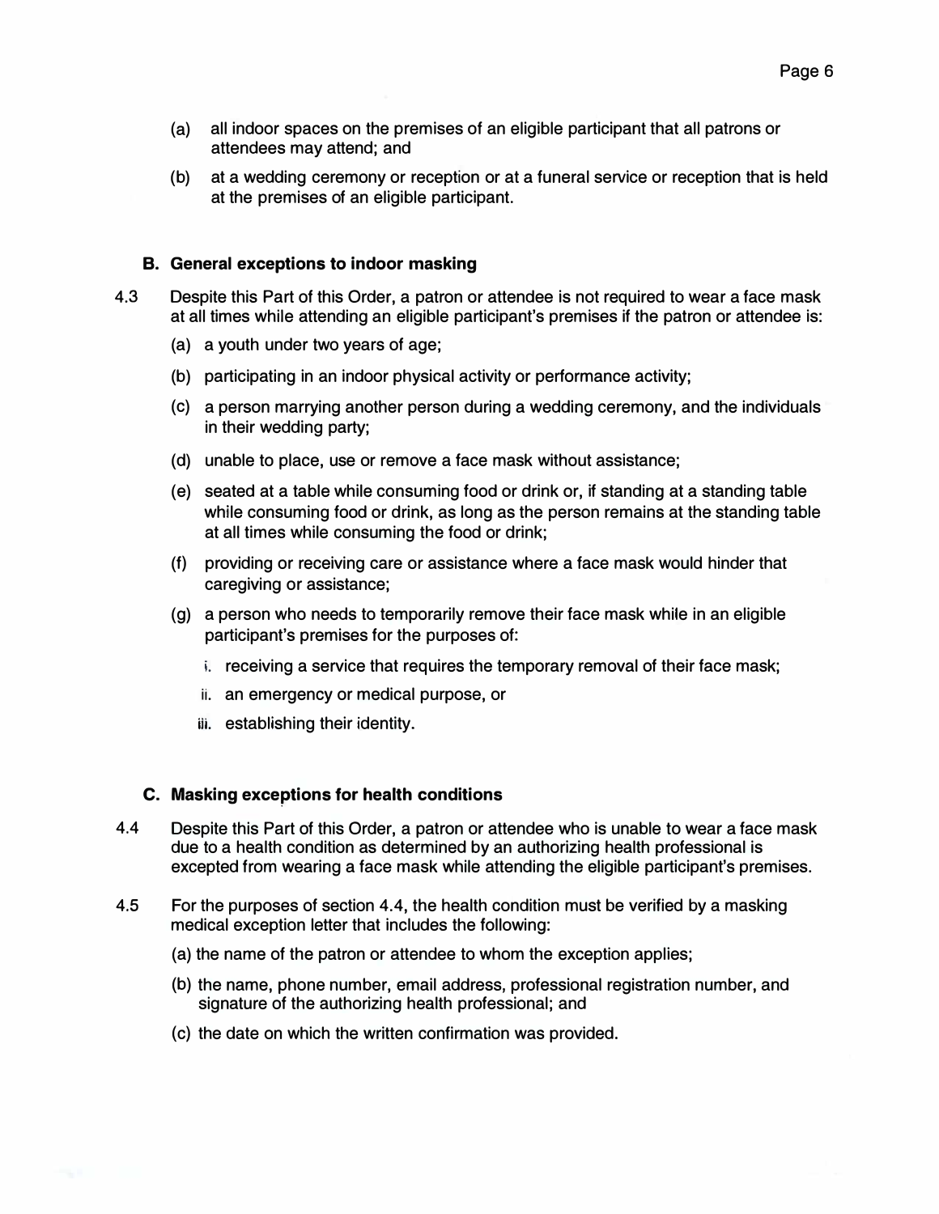(a) all indoor spaces on the premises of an eligible participant that all patrons or attendees may attend; and

(b) at a wedding ceremony or reception or at a funeral service or reception that is held at the premises of an eligible participant.

### B. General exceptions to indoor masking

4.3 Despite this Part of this Order, a patron or attendee is not required to wear a face mask at all times while attending an eligible participant's premises if the patron or attendee is:

(a) a youth under two years of age;

(b) participating in an indoor physical activity or performance activity;

(c) a person marrying another person during a wedding ceremony, and the individuals in their wedding party;

(d) unable to place, use or remove a face mask without assistance;

(e) seated at a table while consuming food or drink or, if standing at a standing table while consuming food or drink, as long as the person remains at the standing table at all times while consuming the food or drink;

(f) providing or receiving care or assistance where a face mask would hinder that caregiving or assistance;

(g) a person who needs to temporarily remove their face mask while in an eligible participant's premises for the purposes of:

i. receiving a service that requires the temporary removal of their face mask;

ii. an emergency or medical purpose, or

iii. establishing their identity.

### C. Masking exceptions for health conditions

4.4 Despite this Part of this Order, a patron or attendee who is unable to wear a face mask due to a health condition as determined by an authorizing health professional is excepted from wearing a face mask while attending the eligible participant's premises.

4.5 For the purposes of section 4.4, the health condition must be verified by a masking medical exception letter that includes the following:

(a) the name of the patron or attendee to whom the exception applies;

(b) the name, phone number, email address, professional registration number, and signature of the authorizing health professional; and

(c) the date on which the written confirmation was provided.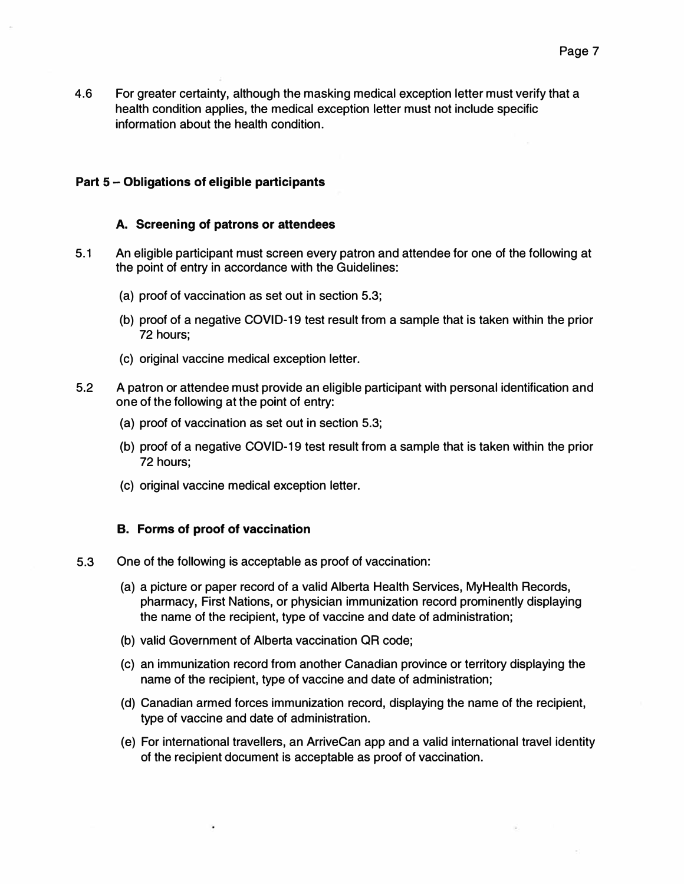4.6 For greater certainty, although the masking medical exception letter must verify that a health condition applies, the medical exception letter must not include specific information about the health condition.

## Part 5 – Obligations of eligible participants

### A. Screening of patrons or attendees

5.1 An eligible participant must screen every patron and attendee for one of the following at the point of entry in accordance with the Guidelines:

(a) proof of vaccination as set out in section 5.3;

(b) proof of a negative COVID-19 test result from a sample that is taken within the prior 72 hours;

(c) original vaccine medical exception letter.

5.2 A patron or attendee must provide an eligible participant with personal identification and one of the following at the point of entry:

(a) proof of vaccination as set out in section 5.3;

(b) proof of a negative COVID-19 test result from a sample that is taken within the prior 72 hours;

(c) original vaccine medical exception letter.

### B. Forms of proof of vaccination

5.3 One of the following is acceptable as proof of vaccination:

(a) a picture or paper record of a valid Alberta Health Services, MyHealth Records, pharmacy, First Nations, or physician immunization record prominently displaying the name of the recipient, type of vaccine and date of administration;

(b) valid Government of Alberta vaccination QR code;

(c) an immunization record from another Canadian province or territory displaying the name of the recipient, type of vaccine and date of administration;

(d) Canadian armed forces immunization record, displaying the name of the recipient, type of vaccine and date of administration.

(e) For international travellers, an ArriveCan app and a valid international travel identity of the recipient document is acceptable as proof of vaccination.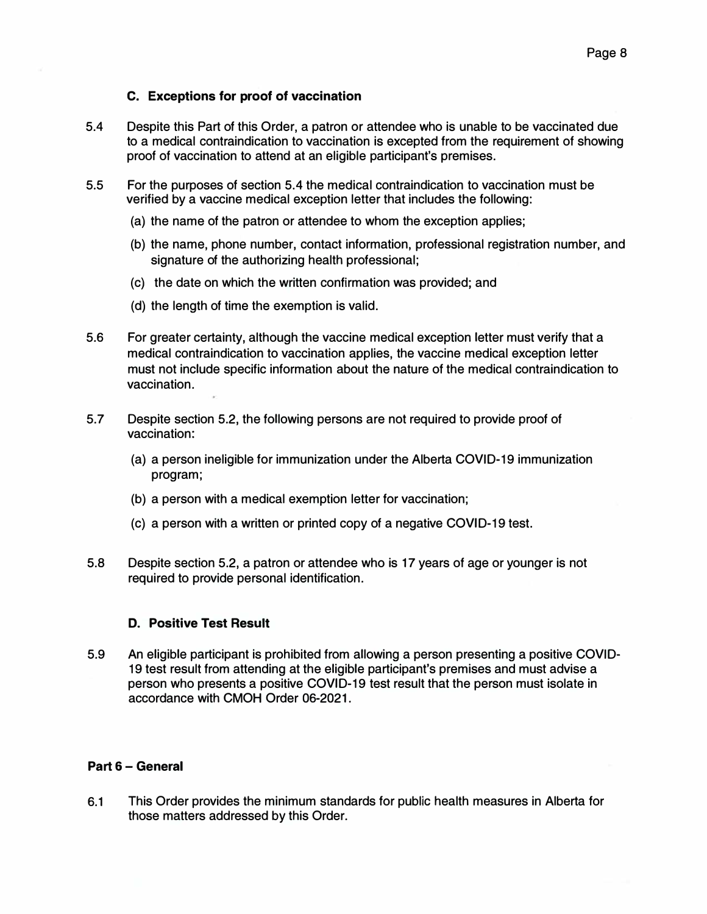### C. Exceptions for proof of vaccination

5.4 Despite this Part of this Order, a patron or attendee who is unable to be vaccinated due to a medical contraindication to vaccination is excepted from the requirement of showing proof of vaccination to attend at an eligible participant's premises.

5.5 For the purposes of section 5.4 the medical contraindication to vaccination must be verified by a vaccine medical exception letter that includes the following:

(a) the name of the patron or attendee to whom the exception applies;

(b) the name, phone number, contact information, professional registration number, and signature of the authorizing health professional;

(c) the date on which the written confirmation was provided; and

(d) the length of time the exemption is valid.

5.6 For greater certainty, although the vaccine medical exception letter must verify that a medical contraindication to vaccination applies, the vaccine medical exception letter must not include specific information about the nature of the medical contraindication to vaccination.

5.7 Despite section 5.2, the following persons are not required to provide proof of vaccination:

(a) a person ineligible for immunization under the Alberta COVID-19 immunization program;

(b) a person with a medical exemption letter for vaccination;

(c) a person with a written or printed copy of a negative COVID-19 test.

5.8 Despite section 5.2, a patron or attendee who is 17 years of age or younger is not required to provide personal identification.

### D. Positive Test Result

5.9 An eligible participant is prohibited from allowing a person presenting a positive COVID-19 test result from attending at the eligible participant's premises and must advise a person who presents a positive COVID-19 test result that the person must isolate in accordance with CMOH Order 06-2021.

## Part 6 – General

6.1 This Order provides the minimum standards for public health measures in Alberta for those matters addressed by this Order.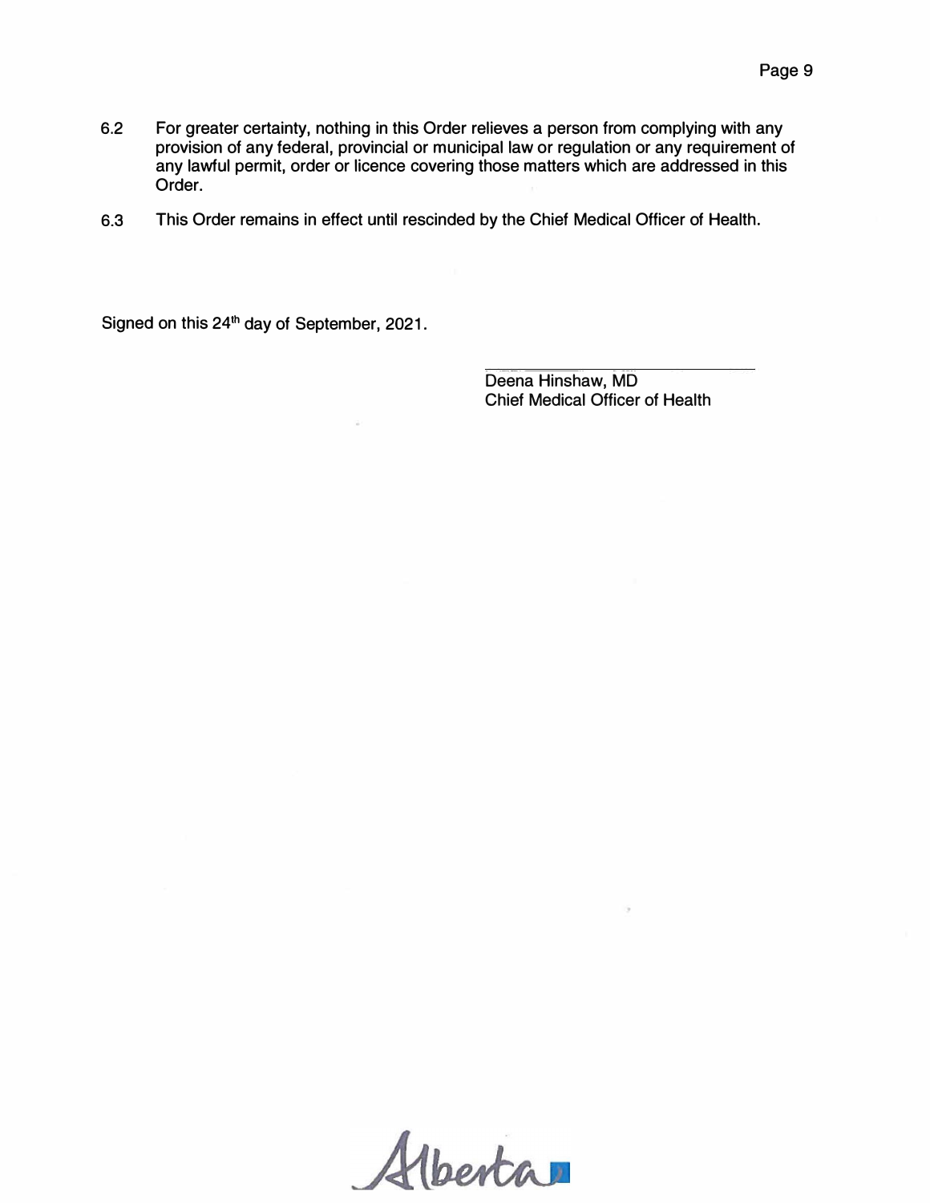6.2 For greater certainty, nothing in this Order relieves a person from complying with any provision of any federal, provincial or municipal law or regulation or any requirement of any lawful permit, order or licence covering those matters which are addressed in this Order.

6.3 This Order remains in effect until rescinded by the Chief Medical Officer of Health.

Signed on this 24th day of September, 2021.

Deena Hinshaw, MD
Chief Medical Officer of Health

Alberta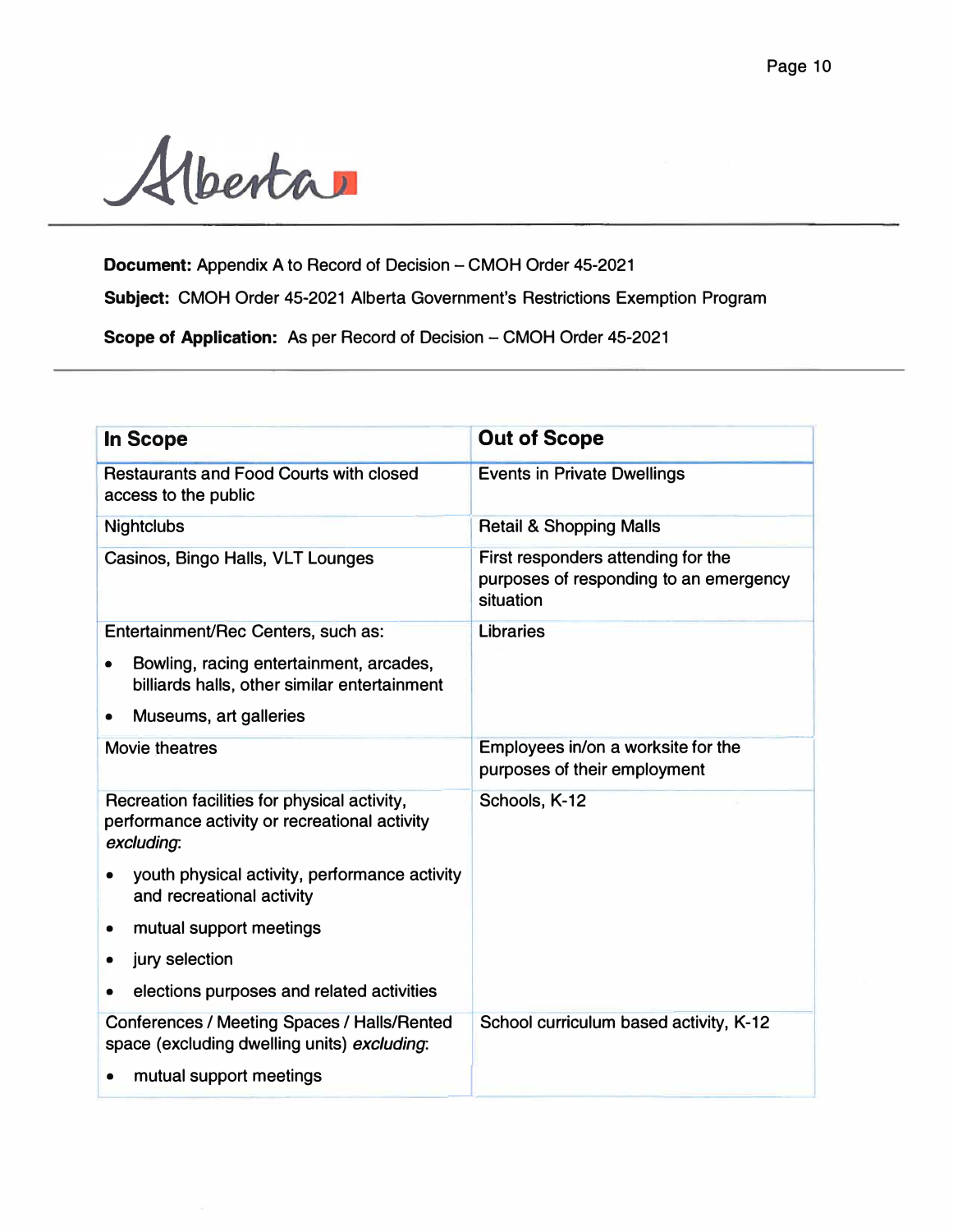Alberta

**Document:** Appendix A to Record of Decision – CMOH Order 45-2021

**Subject:** CMOH Order 45-2021 Alberta Government's Restrictions Exemption Program

**Scope of Application:** As per Record of Decision – CMOH Order 45-2021

| In Scope | Out of Scope |
|---|---|
| Restaurants and Food Courts with closed access to the public | Events in Private Dwellings |
| Nightclubs | Retail & Shopping Malls |
| Casinos, Bingo Halls, VLT Lounges | First responders attending for the purposes of responding to an emergency situation |
| Entertainment/Rec Centers, such as:<br>• Bowling, racing entertainment, arcades, billiards halls, other similar entertainment<br>• Museums, art galleries | Libraries |
| Movie theatres | Employees in/on a worksite for the purposes of their employment |
| Recreation facilities for physical activity, performance activity or recreational activity *excluding*:<br>• youth physical activity, performance activity and recreational activity<br>• mutual support meetings<br>• jury selection<br>• elections purposes and related activities | Schools, K-12 |
| Conferences / Meeting Spaces / Halls/Rented space (excluding dwelling units) *excluding*:<br>• mutual support meetings | School curriculum based activity, K-12 |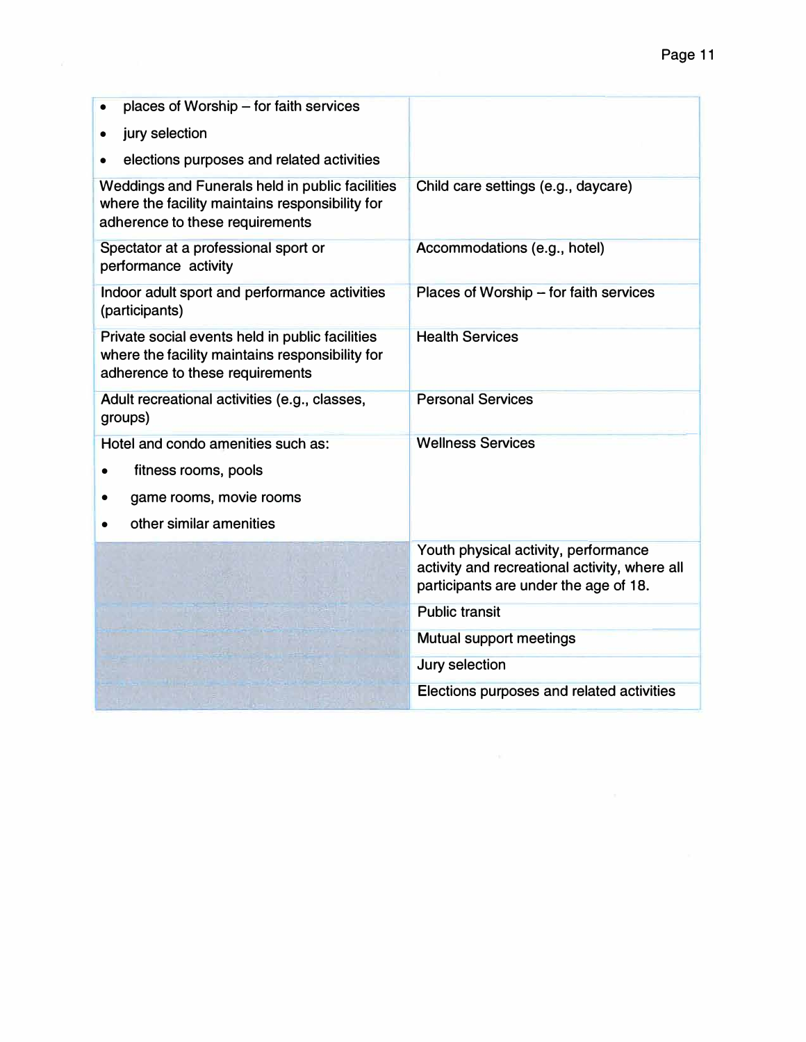| | |
|---|---|
| • places of Worship – for faith services<br>• jury selection<br>• elections purposes and related activities | |
| Weddings and Funerals held in public facilities where the facility maintains responsibility for adherence to these requirements | Child care settings (e.g., daycare) |
| Spectator at a professional sport or performance activity | Accommodations (e.g., hotel) |
| Indoor adult sport and performance activities (participants) | Places of Worship – for faith services |
| Private social events held in public facilities where the facility maintains responsibility for adherence to these requirements | Health Services |
| Adult recreational activities (e.g., classes, groups) | Personal Services |
| Hotel and condo amenities such as:<br>• fitness rooms, pools<br>• game rooms, movie rooms<br>• other similar amenities | Wellness Services |
| | Youth physical activity, performance activity and recreational activity, where all participants are under the age of 18. |
| | Public transit |
| | Mutual support meetings |
| | Jury selection |
| | Elections purposes and related activities |